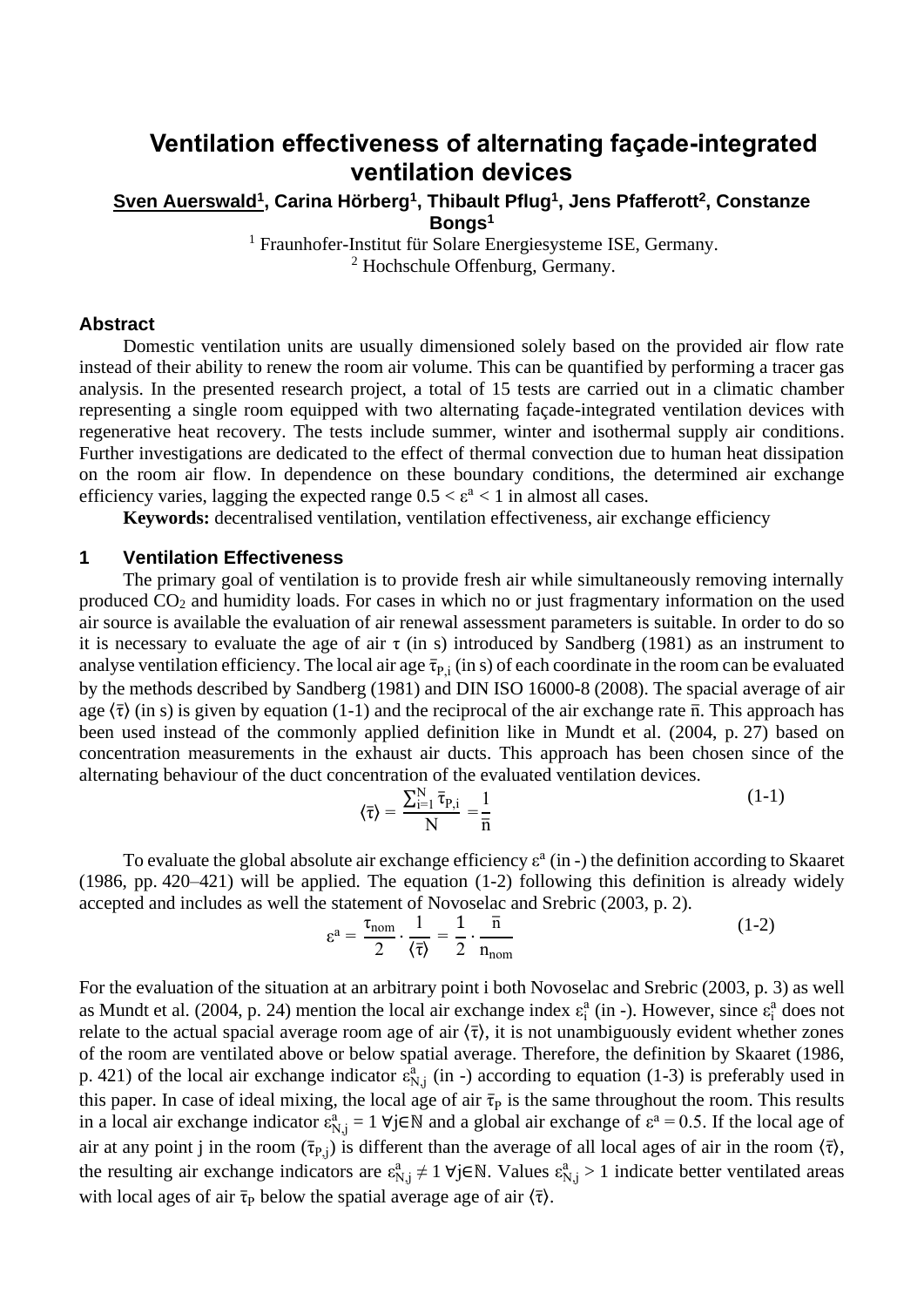# Ventilation effectiveness of alternating façade-integrated ventilation devices

**Sven Auerswald[1], Carina Hörberg[1], Thibault Pflug[1], Jens Pfafferott[2], Constanze Bongs[1]**

[1] Fraunhofer-Institut für Solare Energiesysteme ISE, Germany.
[2] Hochschule Offenburg, Germany.

### Abstract

Domestic ventilation units are usually dimensioned solely based on the provided air flow rate instead of their ability to renew the room air volume. This can be quantified by performing a tracer gas analysis. In the presented research project, a total of 15 tests are carried out in a climatic chamber representing a single room equipped with two alternating façade-integrated ventilation devices with regenerative heat recovery. The tests include summer, winter and isothermal supply air conditions. Further investigations are dedicated to the effect of thermal convection due to human heat dissipation on the room air flow. In dependence on these boundary conditions, the determined air exchange efficiency varies, lagging the expected range $0.5 < \varepsilon^a < 1$ in almost all cases.

**Keywords:** decentralised ventilation, ventilation effectiveness, air exchange efficiency

## 1 Ventilation Effectiveness

The primary goal of ventilation is to provide fresh air while simultaneously removing internally produced $CO_2$ and humidity loads. For cases in which no or just fragmentary information on the used air source is available the evaluation of air renewal assessment parameters is suitable. In order to do so it is necessary to evaluate the age of air $\tau$ (in s) introduced by Sandberg (1981) as an instrument to analyse ventilation efficiency. The local air age $\bar{\tau}_{P,i}$ (in s) of each coordinate in the room can be evaluated by the methods described by Sandberg (1981) and DIN ISO 16000-8 (2008). The spacial average of air age $\langle\bar{\tau}\rangle$ (in s) is given by equation (1-1) and the reciprocal of the air exchange rate $\bar{n}$. This approach has been used instead of the commonly applied definition like in Mundt et al. (2004, p. 27) based on concentration measurements in the exhaust air ducts. This approach has been chosen since of the alternating behaviour of the duct concentration of the evaluated ventilation devices.

$$\langle\bar{\tau}\rangle = \frac{\sum_{i=1}^{N} \bar{\tau}_{P,i}}{N} = \frac{1}{\bar{n}} \tag{1-1}$$

To evaluate the global absolute air exchange efficiency $\varepsilon^a$ (in -) the definition according to Skaaret (1986, pp. 420–421) will be applied. The equation (1-2) following this definition is already widely accepted and includes as well the statement of Novoselac and Srebric (2003, p. 2).

$$\varepsilon^a = \frac{\tau_{nom}}{2} \cdot \frac{1}{\langle\bar{\tau}\rangle} = \frac{1}{2} \cdot \frac{\bar{n}}{n_{nom}} \tag{1-2}$$

For the evaluation of the situation at an arbitrary point i both Novoselac and Srebric (2003, p. 3) as well as Mundt et al. (2004, p. 24) mention the local air exchange index $\varepsilon_i^a$ (in -). However, since $\varepsilon_i^a$ does not relate to the actual spacial average room age of air $\langle\bar{\tau}\rangle$, it is not unambiguously evident whether zones of the room are ventilated above or below spatial average. Therefore, the definition by Skaaret (1986, p. 421) of the local air exchange indicator $\varepsilon_{N,j}^a$ (in -) according to equation (1-3) is preferably used in this paper. In case of ideal mixing, the local age of air $\bar{\tau}_P$ is the same throughout the room. This results in a local air exchange indicator $\varepsilon_{N,j}^a = 1 \; \forall j \in \mathbb{N}$ and a global air exchange of $\varepsilon^a = 0.5$. If the local age of air at any point j in the room ($\bar{\tau}_{P,j}$) is different than the average of all local ages of air in the room $\langle\bar{\tau}\rangle$, the resulting air exchange indicators are $\varepsilon_{N,j}^a \neq 1 \; \forall j \in \mathbb{N}$. Values $\varepsilon_{N,j}^a > 1$ indicate better ventilated areas with local ages of air $\bar{\tau}_P$ below the spatial average age of air $\langle\bar{\tau}\rangle$.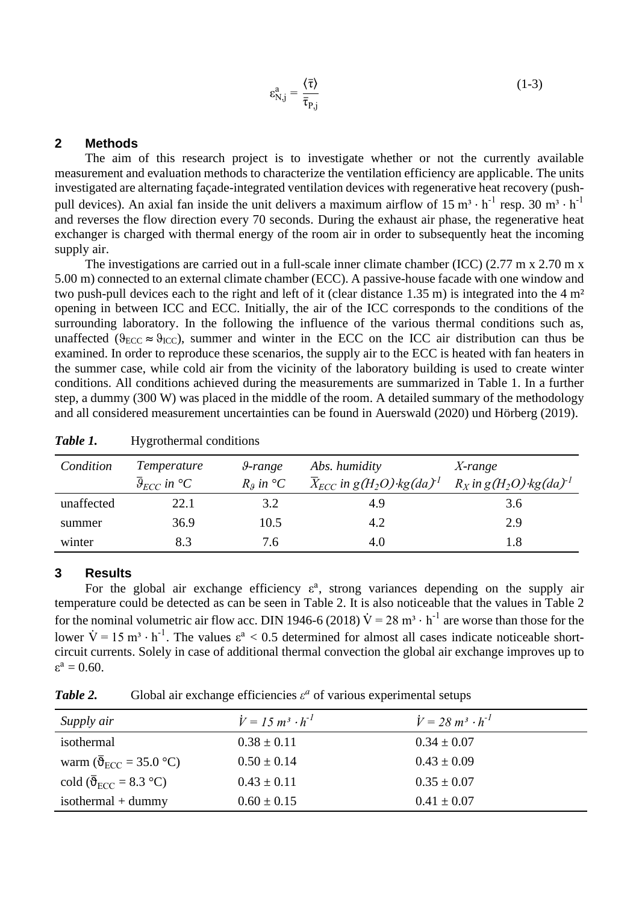$$\varepsilon_{N,j}^{a} = \frac{\langle \bar{\tau} \rangle}{\bar{\tau}_{P,j}} \tag{1-3}$$

## 2 Methods

The aim of this research project is to investigate whether or not the currently available measurement and evaluation methods to characterize the ventilation efficiency are applicable. The units investigated are alternating façade-integrated ventilation devices with regenerative heat recovery (push-pull devices). An axial fan inside the unit delivers a maximum airflow of $15\ m^3 \cdot h^{-1}$ resp. $30\ m^3 \cdot h^{-1}$ and reverses the flow direction every 70 seconds. During the exhaust air phase, the regenerative heat exchanger is charged with thermal energy of the room air in order to subsequently heat the incoming supply air.

The investigations are carried out in a full-scale inner climate chamber (ICC) (2.77 m x 2.70 m x 5.00 m) connected to an external climate chamber (ECC). A passive-house facade with one window and two push-pull devices each to the right and left of it (clear distance 1.35 m) is integrated into the 4 m² opening in between ICC and ECC. Initially, the air of the ICC corresponds to the conditions of the surrounding laboratory. In the following the influence of the various thermal conditions such as, unaffected ($\vartheta_{ECC} \approx \vartheta_{ICC}$), summer and winter in the ECC on the ICC air distribution can thus be examined. In order to reproduce these scenarios, the supply air to the ECC is heated with fan heaters in the summer case, while cold air from the vicinity of the laboratory building is used to create winter conditions. All conditions achieved during the measurements are summarized in Table 1. In a further step, a dummy (300 W) was placed in the middle of the room. A detailed summary of the methodology and all considered measurement uncertainties can be found in Auerswald (2020) und Hörberg (2019).

***Table 1.*** Hygrothermal conditions

| *Condition* | *Temperature* $\bar{\vartheta}_{ECC}$ *in °C* | $\vartheta$*-range* $R_\vartheta$ *in °C* | *Abs. humidity* $\bar{X}_{ECC}$ *in* $g(H_2O)\cdot kg(da)^{-1}$ | *X-range* $R_X$ *in* $g(H_2O)\cdot kg(da)^{-1}$ |
|---|---|---|---|---|
| unaffected | 22.1 | 3.2 | 4.9 | 3.6 |
| summer | 36.9 | 10.5 | 4.2 | 2.9 |
| winter | 8.3 | 7.6 | 4.0 | 1.8 |

## 3 Results

For the global air exchange efficiency $\varepsilon^a$, strong variances depending on the supply air temperature could be detected as can be seen in Table 2. It is also noticeable that the values in Table 2 for the nominal volumetric air flow acc. DIN 1946-6 (2018) $\dot{V} = 28\ m^3 \cdot h^{-1}$ are worse than those for the lower $\dot{V} = 15\ m^3 \cdot h^{-1}$. The values $\varepsilon^a < 0.5$ determined for almost all cases indicate noticeable short-circuit currents. Solely in case of additional thermal convection the global air exchange improves up to $\varepsilon^a = 0.60$.

***Table 2.*** Global air exchange efficiencies $\varepsilon^a$ of various experimental setups

| *Supply air* | $\dot{V} = 15\ m^3 \cdot h^{-1}$ | $\dot{V} = 28\ m^3 \cdot h^{-1}$ |
|---|---|---|
| isothermal | 0.38 ± 0.11 | 0.34 ± 0.07 |
| warm ($\bar{\vartheta}_{ECC} = 35.0$ °C) | 0.50 ± 0.14 | 0.43 ± 0.09 |
| cold ($\bar{\vartheta}_{ECC} = 8.3$ °C) | 0.43 ± 0.11 | 0.35 ± 0.07 |
| isothermal + dummy | 0.60 ± 0.15 | 0.41 ± 0.07 |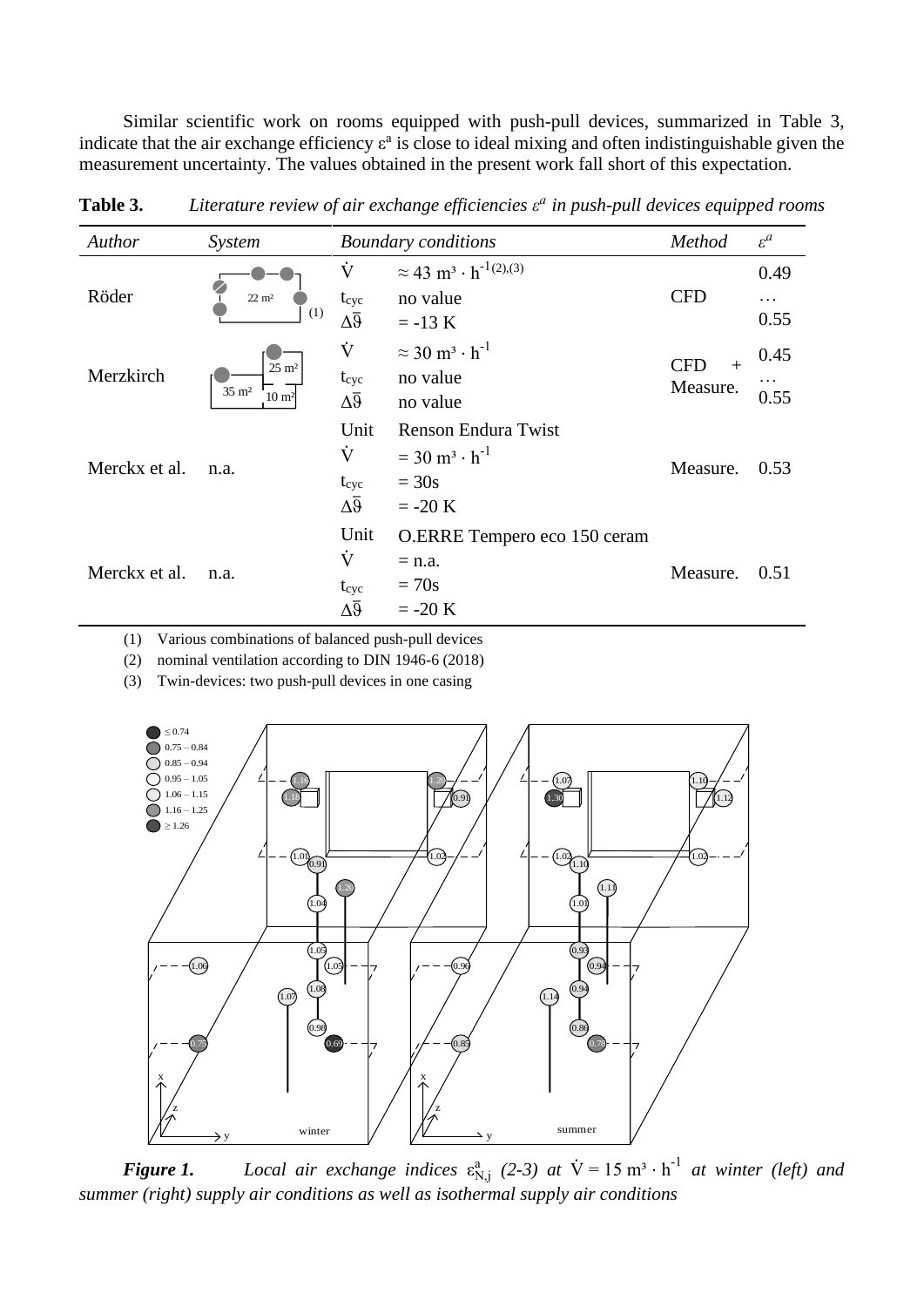Similar scientific work on rooms equipped with push-pull devices, summarized in Table 3, indicate that the air exchange efficiency $\varepsilon^a$ is close to ideal mixing and often indistinguishable given the measurement uncertainty. The values obtained in the present work fall short of this expectation.

**Table 3.** *Literature review of air exchange efficiencies $\varepsilon^a$ in push-pull devices equipped rooms*

| *Author* | *System* | *Boundary conditions* | | *Method* | *$\varepsilon^a$* |
|---|---|---|---|---|---|
| Röder | 22 m² (1) | $\dot{V}$ <br> $t_{cyc}$ <br> $\Delta\bar{\vartheta}$ | $\approx 43\ m^3 \cdot h^{-1}$ (2),(3) <br> no value <br> $= -13\ K$ | CFD | 0.49 … 0.55 |
| Merzkirch | 35 m², 25 m², 10 m² | $\dot{V}$ <br> $t_{cyc}$ <br> $\Delta\bar{\vartheta}$ | $\approx 30\ m^3 \cdot h^{-1}$ <br> no value <br> no value | CFD + Measure. | 0.45 … 0.55 |
| Merckx et al. | n.a. | Unit <br> $\dot{V}$ <br> $t_{cyc}$ <br> $\Delta\bar{\vartheta}$ | Renson Endura Twist <br> $= 30\ m^3 \cdot h^{-1}$ <br> $= 30s$ <br> $= -20\ K$ | Measure. | 0.53 |
| Merckx et al. | n.a. | Unit <br> $\dot{V}$ <br> $t_{cyc}$ <br> $\Delta\bar{\vartheta}$ | O.ERRE Tempero eco 150 ceram <br> $=$ n.a. <br> $= 70s$ <br> $= -20\ K$ | Measure. | 0.51 |

(1) Various combinations of balanced push-pull devices
(2) nominal ventilation according to DIN 1946-6 (2018)
(3) Twin-devices: two push-pull devices in one casing

***Figure 1.*** *Local air exchange indices $\varepsilon^a_{N,j}$ (2-3) at $\dot{V} = 15\ m^3 \cdot h^{-1}$ at winter (left) and summer (right) supply air conditions as well as isothermal supply air conditions*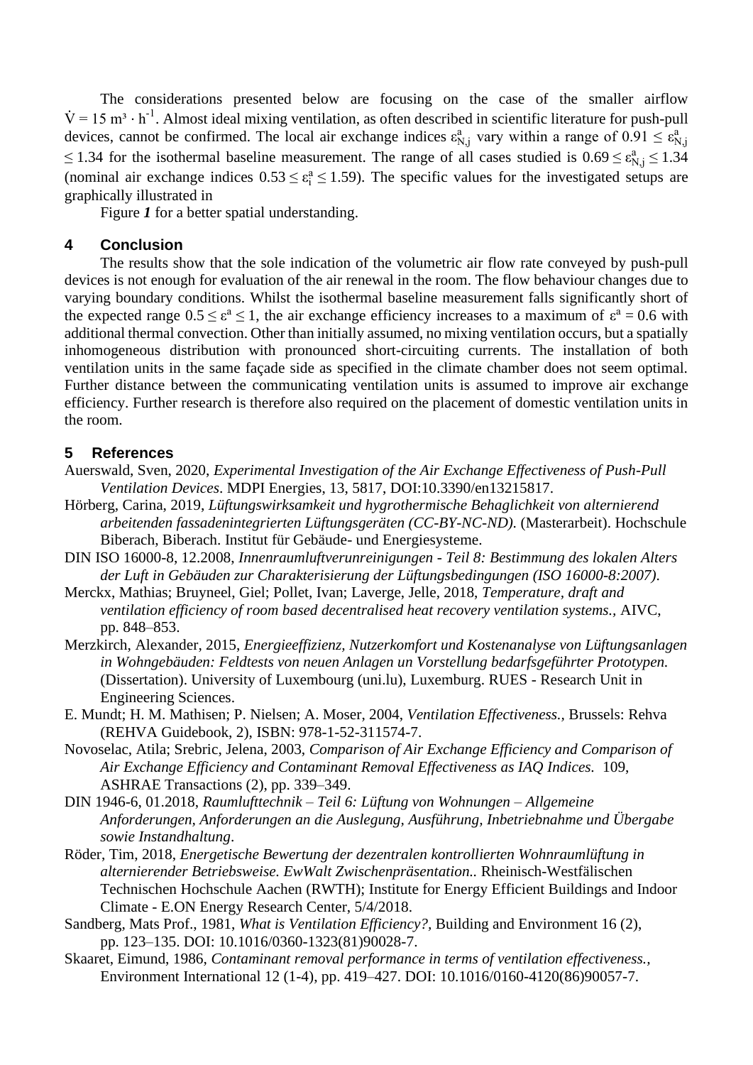The considerations presented below are focusing on the case of the smaller airflow $\dot{V} = 15\ m^3 \cdot h^{-1}$. Almost ideal mixing ventilation, as often described in scientific literature for push-pull devices, cannot be confirmed. The local air exchange indices $\varepsilon^{a}_{N,j}$ vary within a range of $0.91 \leq \varepsilon^{a}_{N,j} \leq 1.34$ for the isothermal baseline measurement. The range of all cases studied is $0.69 \leq \varepsilon^{a}_{N,j} \leq 1.34$ (nominal air exchange indices $0.53 \leq \varepsilon^{a}_{i} \leq 1.59$). The specific values for the investigated setups are graphically illustrated in

Figure ***1*** for a better spatial understanding.

## 4 Conclusion

The results show that the sole indication of the volumetric air flow rate conveyed by push-pull devices is not enough for evaluation of the air renewal in the room. The flow behaviour changes due to varying boundary conditions. Whilst the isothermal baseline measurement falls significantly short of the expected range $0.5 \leq \varepsilon^{a} \leq 1$, the air exchange efficiency increases to a maximum of $\varepsilon^{a} = 0.6$ with additional thermal convection. Other than initially assumed, no mixing ventilation occurs, but a spatially inhomogeneous distribution with pronounced short-circuiting currents. The installation of both ventilation units in the same façade side as specified in the climate chamber does not seem optimal. Further distance between the communicating ventilation units is assumed to improve air exchange efficiency. Further research is therefore also required on the placement of domestic ventilation units in the room.

## 5 References

Auerswald, Sven, 2020, *Experimental Investigation of the Air Exchange Effectiveness of Push-Pull Ventilation Devices*. MDPI Energies, 13, 5817, DOI:10.3390/en13215817.

Hörberg, Carina, 2019, *Lüftungswirksamkeit und hygrothermische Behaglichkeit von alternierend arbeitenden fassadenintegrierten Lüftungsgeräten (CC-BY-NC-ND).* (Masterarbeit). Hochschule Biberach, Biberach. Institut für Gebäude- und Energiesysteme.

DIN ISO 16000-8, 12.2008, *Innenraumluftverunreinigungen - Teil 8: Bestimmung des lokalen Alters der Luft in Gebäuden zur Charakterisierung der Lüftungsbedingungen (ISO 16000-8:2007)*.

Merckx, Mathias; Bruyneel, Giel; Pollet, Ivan; Laverge, Jelle, 2018, *Temperature, draft and ventilation efficiency of room based decentralised heat recovery ventilation systems.*, AIVC, pp. 848–853.

Merzkirch, Alexander, 2015, *Energieeffizienz, Nutzerkomfort und Kostenanalyse von Lüftungsanlagen in Wohngebäuden: Feldtests von neuen Anlagen un Vorstellung bedarfsgeführter Prototypen.* (Dissertation). University of Luxembourg (uni.lu), Luxemburg. RUES - Research Unit in Engineering Sciences.

E. Mundt; H. M. Mathisen; P. Nielsen; A. Moser, 2004, *Ventilation Effectiveness.*, Brussels: Rehva (REHVA Guidebook, 2), ISBN: 978-1-52-311574-7.

Novoselac, Atila; Srebric, Jelena, 2003, *Comparison of Air Exchange Efficiency and Comparison of Air Exchange Efficiency and Contaminant Removal Effectiveness as IAQ Indices.* 109, ASHRAE Transactions (2), pp. 339–349.

DIN 1946-6, 01.2018, *Raumlufttechnik – Teil 6: Lüftung von Wohnungen – Allgemeine Anforderungen, Anforderungen an die Auslegung, Ausführung, Inbetriebnahme und Übergabe sowie Instandhaltung*.

Röder, Tim, 2018, *Energetische Bewertung der dezentralen kontrollierten Wohnraumlüftung in alternierender Betriebsweise. EwWalt Zwischenpräsentation.*. Rheinisch-Westfälischen Technischen Hochschule Aachen (RWTH); Institute for Energy Efficient Buildings and Indoor Climate - E.ON Energy Research Center, 5/4/2018.

Sandberg, Mats Prof., 1981, *What is Ventilation Efficiency?*, Building and Environment 16 (2), pp. 123–135. DOI: 10.1016/0360-1323(81)90028-7.

Skaaret, Eimund, 1986, *Contaminant removal performance in terms of ventilation effectiveness.*, Environment International 12 (1-4), pp. 419–427. DOI: 10.1016/0160-4120(86)90057-7.